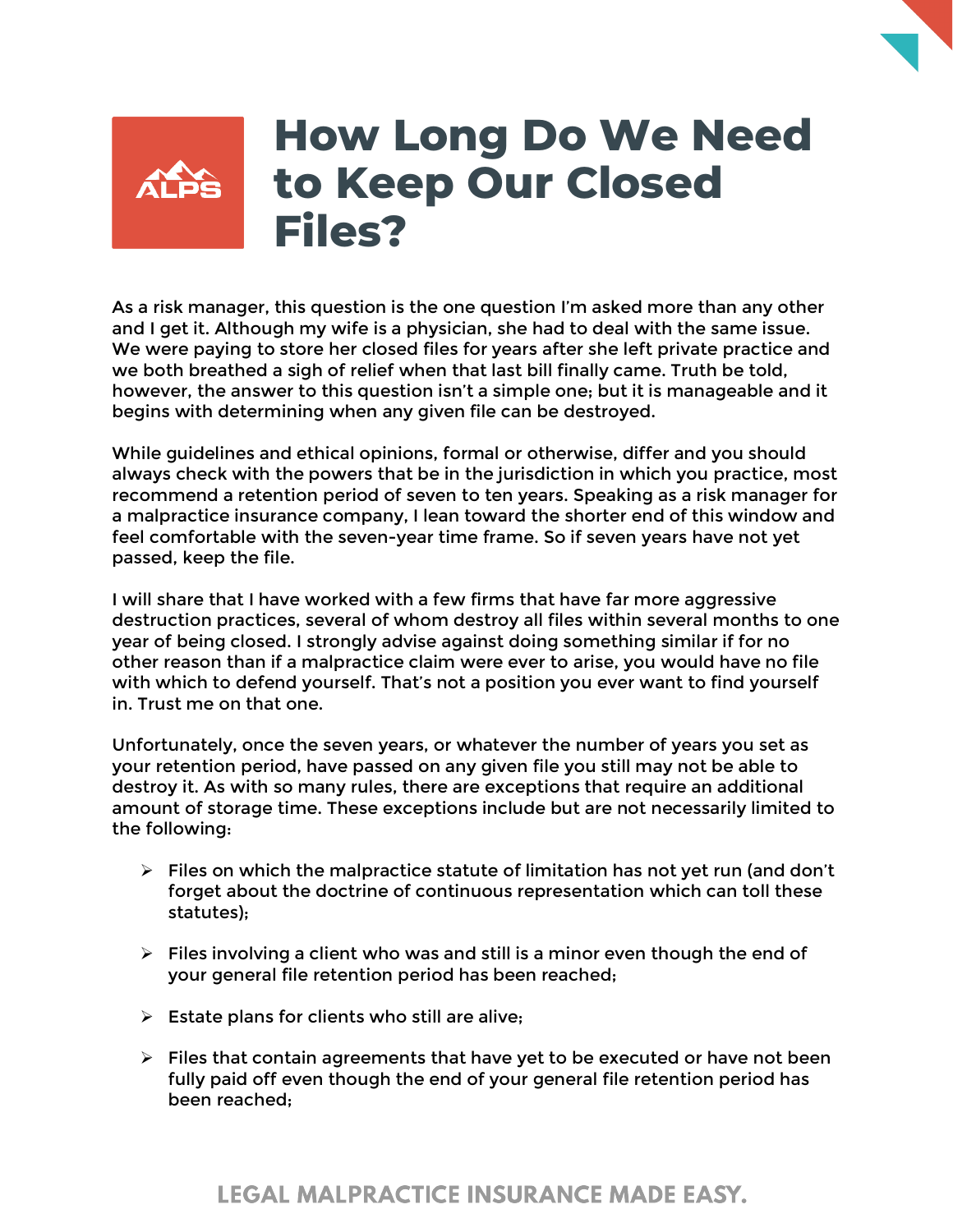# How Long Do We Need to Keep Our Closed Files?

As a risk manager, this question is the one question I'm asked more than any other and I get it. Although my wife is a physician, she had to deal with the same issue. We were paying to store her closed files for years after she left private practice and we both breathed a sigh of relief when that last bill finally came. Truth be told, however, the answer to this question isn't a simple one; but it is manageable and it begins with determining when any given file can be destroyed.

While guidelines and ethical opinions, formal or otherwise, differ and you should always check with the powers that be in the jurisdiction in which you practice, most recommend a retention period of seven to ten years. Speaking as a risk manager for a malpractice insurance company, I lean toward the shorter end of this window and feel comfortable with the seven-year time frame. So if seven years have not yet passed, keep the file.

I will share that I have worked with a few firms that have far more aggressive destruction practices, several of whom destroy all files within several months to one year of being closed. I strongly advise against doing something similar if for no other reason than if a malpractice claim were ever to arise, you would have no file with which to defend yourself. That's not a position you ever want to find yourself in. Trust me on that one.

Unfortunately, once the seven years, or whatever the number of years you set as your retention period, have passed on any given file you still may not be able to destroy it. As with so many rules, there are exceptions that require an additional amount of storage time. These exceptions include but are not necessarily limited to the following:

- Files on which the malpractice statute of limitation has not yet run (and don't forget about the doctrine of continuous representation which can toll these statutes);
- Files involving a client who was and still is a minor even though the end of your general file retention period has been reached;
- Estate plans for clients who still are alive;
- Files that contain agreements that have yet to be executed or have not been fully paid off even though the end of your general file retention period has been reached;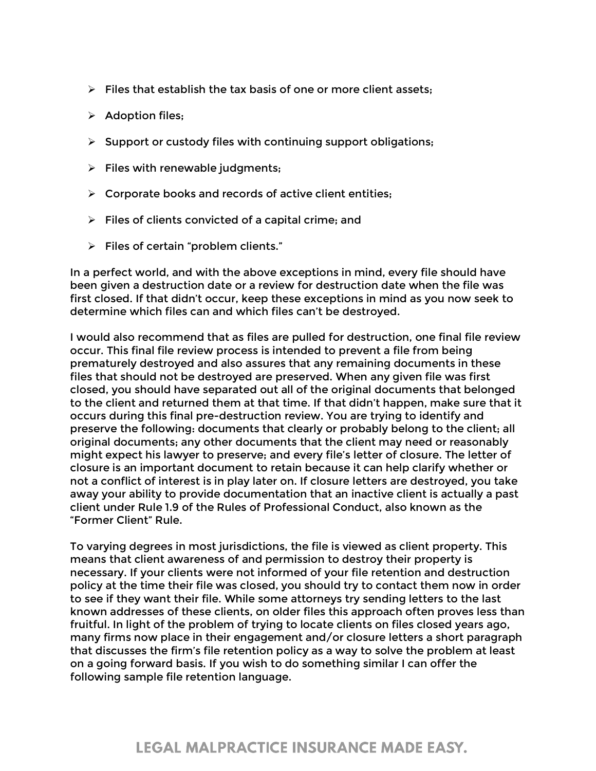- Files that establish the tax basis of one or more client assets;
- Adoption files;
- Support or custody files with continuing support obligations;
- Files with renewable judgments;
- Corporate books and records of active client entities;
- Files of clients convicted of a capital crime; and
- Files of certain "problem clients."

In a perfect world, and with the above exceptions in mind, every file should have been given a destruction date or a review for destruction date when the file was first closed. If that didn't occur, keep these exceptions in mind as you now seek to determine which files can and which files can't be destroyed.

I would also recommend that as files are pulled for destruction, one final file review occur. This final file review process is intended to prevent a file from being prematurely destroyed and also assures that any remaining documents in these files that should not be destroyed are preserved. When any given file was first closed, you should have separated out all of the original documents that belonged to the client and returned them at that time. If that didn't happen, make sure that it occurs during this final pre-destruction review. You are trying to identify and preserve the following: documents that clearly or probably belong to the client; all original documents; any other documents that the client may need or reasonably might expect his lawyer to preserve; and every file's letter of closure. The letter of closure is an important document to retain because it can help clarify whether or not a conflict of interest is in play later on. If closure letters are destroyed, you take away your ability to provide documentation that an inactive client is actually a past client under Rule 1.9 of the Rules of Professional Conduct, also known as the "Former Client" Rule.

To varying degrees in most jurisdictions, the file is viewed as client property. This means that client awareness of and permission to destroy their property is necessary. If your clients were not informed of your file retention and destruction policy at the time their file was closed, you should try to contact them now in order to see if they want their file. While some attorneys try sending letters to the last known addresses of these clients, on older files this approach often proves less than fruitful. In light of the problem of trying to locate clients on files closed years ago, many firms now place in their engagement and/or closure letters a short paragraph that discusses the firm's file retention policy as a way to solve the problem at least on a going forward basis. If you wish to do something similar I can offer the following sample file retention language.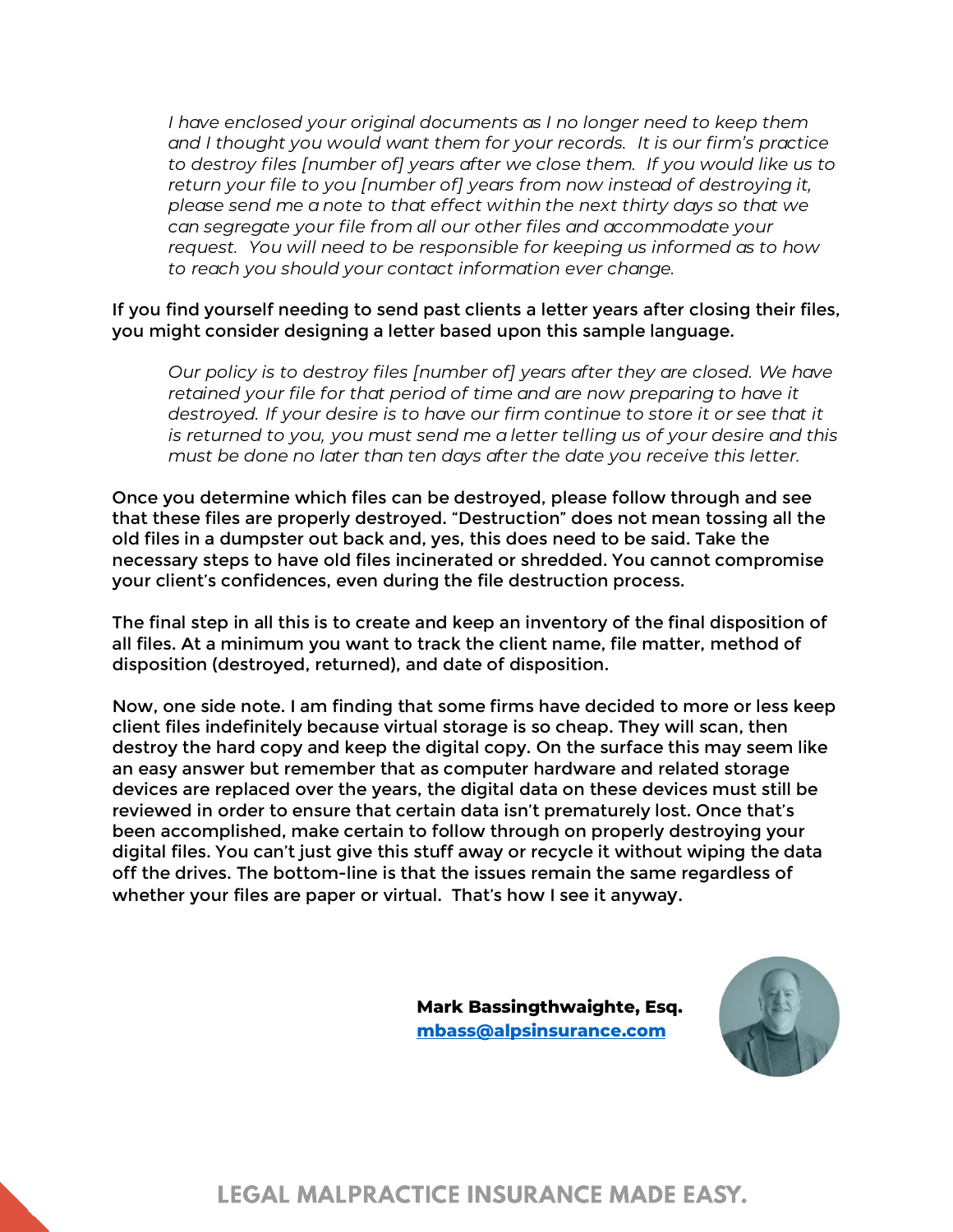*I have enclosed your original documents as I no longer need to keep them and I thought you would want them for your records. It is our firm's practice to destroy files [number of] years after we close them. If you would like us to return your file to you [number of] years from now instead of destroying it, please send me a note to that effect within the next thirty days so that we can segregate your file from all our other files and accommodate your request. You will need to be responsible for keeping us informed as to how to reach you should your contact information ever change.*

If you find yourself needing to send past clients a letter years after closing their files, you might consider designing a letter based upon this sample language.

*Our policy is to destroy files [number of] years after they are closed. We have retained your file for that period of time and are now preparing to have it destroyed. If your desire is to have our firm continue to store it or see that it is returned to you, you must send me a letter telling us of your desire and this must be done no later than ten days after the date you receive this letter.*

Once you determine which files can be destroyed, please follow through and see that these files are properly destroyed. "Destruction" does not mean tossing all the old files in a dumpster out back and, yes, this does need to be said. Take the necessary steps to have old files incinerated or shredded. You cannot compromise your client's confidences, even during the file destruction process.

The final step in all this is to create and keep an inventory of the final disposition of all files. At a minimum you want to track the client name, file matter, method of disposition (destroyed, returned), and date of disposition.

Now, one side note. I am finding that some firms have decided to more or less keep client files indefinitely because virtual storage is so cheap. They will scan, then destroy the hard copy and keep the digital copy. On the surface this may seem like an easy answer but remember that as computer hardware and related storage devices are replaced over the years, the digital data on these devices must still be reviewed in order to ensure that certain data isn't prematurely lost. Once that's been accomplished, make certain to follow through on properly destroying your digital files. You can't just give this stuff away or recycle it without wiping the data off the drives. The bottom-line is that the issues remain the same regardless of whether your files are paper or virtual. That's how I see it anyway.

**Mark Bassingthwaighte, Esq.**
**mbass@alpsinsurance.com**

LEGAL MALPRACTICE INSURANCE MADE EASY.